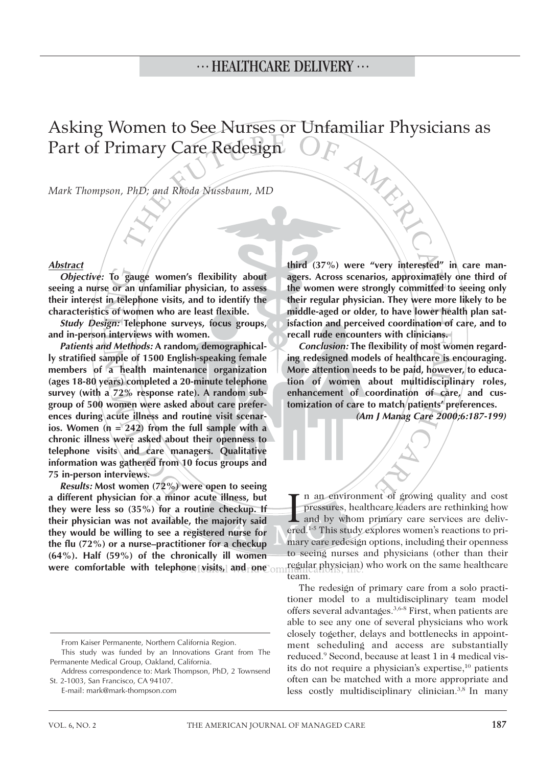··· HEALTHCARE DELIVERY ···

# Asking Women to See Nurses or Unfamiliar Physicians as Part of Primary Care Redesign

*Mark Thompson, PhD; and Rhoda Nussbaum, MD*

## Abstract

***Objective:*** **To gauge women's flexibility about seeing a nurse or an unfamiliar physician, to assess their interest in telephone visits, and to identify the characteristics of women who are least flexible.**

***Study Design:*** **Telephone surveys, focus groups, and in-person interviews with women.**

***Patients and Methods:*** **A random, demographically stratified sample of 1500 English-speaking female members of a health maintenance organization (ages 18-80 years) completed a 20-minute telephone survey (with a 72% response rate). A random subgroup of 500 women were asked about care preferences during acute illness and routine visit scenarios. Women (n = 242) from the full sample with a chronic illness were asked about their openness to telephone visits and care managers. Qualitative information was gathered from 10 focus groups and 75 in-person interviews.**

***Results:*** **Most women (72%) were open to seeing a different physician for a minor acute illness, but they were less so (35%) for a routine checkup. If their physician was not available, the majority said they would be willing to see a registered nurse for the flu (72%) or a nurse–practitioner for a checkup (64%). Half (59%) of the chronically ill women were comfortable with telephone visits, and one third (37%) were "very interested" in care managers. Across scenarios, approximately one third of the women were strongly committed to seeing only their regular physician. They were more likely to be middle-aged or older, to have lower health plan satisfaction and perceived coordination of care, and to recall rude encounters with clinicians.**

***Conclusion:*** **The flexibility of most women regarding redesigned models of healthcare is encouraging. More attention needs to be paid, however, to education of women about multidisciplinary roles, enhancement of coordination of care, and customization of care to match patients' preferences.**

***(Am J Manag Care 2000;6:187-199)***

In an environment of growing quality and cost pressures, healthcare leaders are rethinking how and by whom primary care services are delivered.[1-5] This study explores women's reactions to primary care redesign options, including their openness to seeing nurses and physicians (other than their regular physician) who work on the same healthcare team.

The redesign of primary care from a solo practitioner model to a multidisciplinary team model offers several advantages.[3,6-8] First, when patients are able to see any one of several physicians who work closely together, delays and bottlenecks in appointment scheduling and access are substantially reduced.[9] Second, because at least 1 in 4 medical visits do not require a physician's expertise,[10] patients often can be matched with a more appropriate and less costly multidisciplinary clinician.[3,8] In many

From Kaiser Permanente, Northern California Region.

This study was funded by an Innovations Grant from The Permanente Medical Group, Oakland, California.

Address correspondence to: Mark Thompson, PhD, 2 Townsend St. 2-1003, San Francisco, CA 94107.

E-mail: mark@mark-thompson.com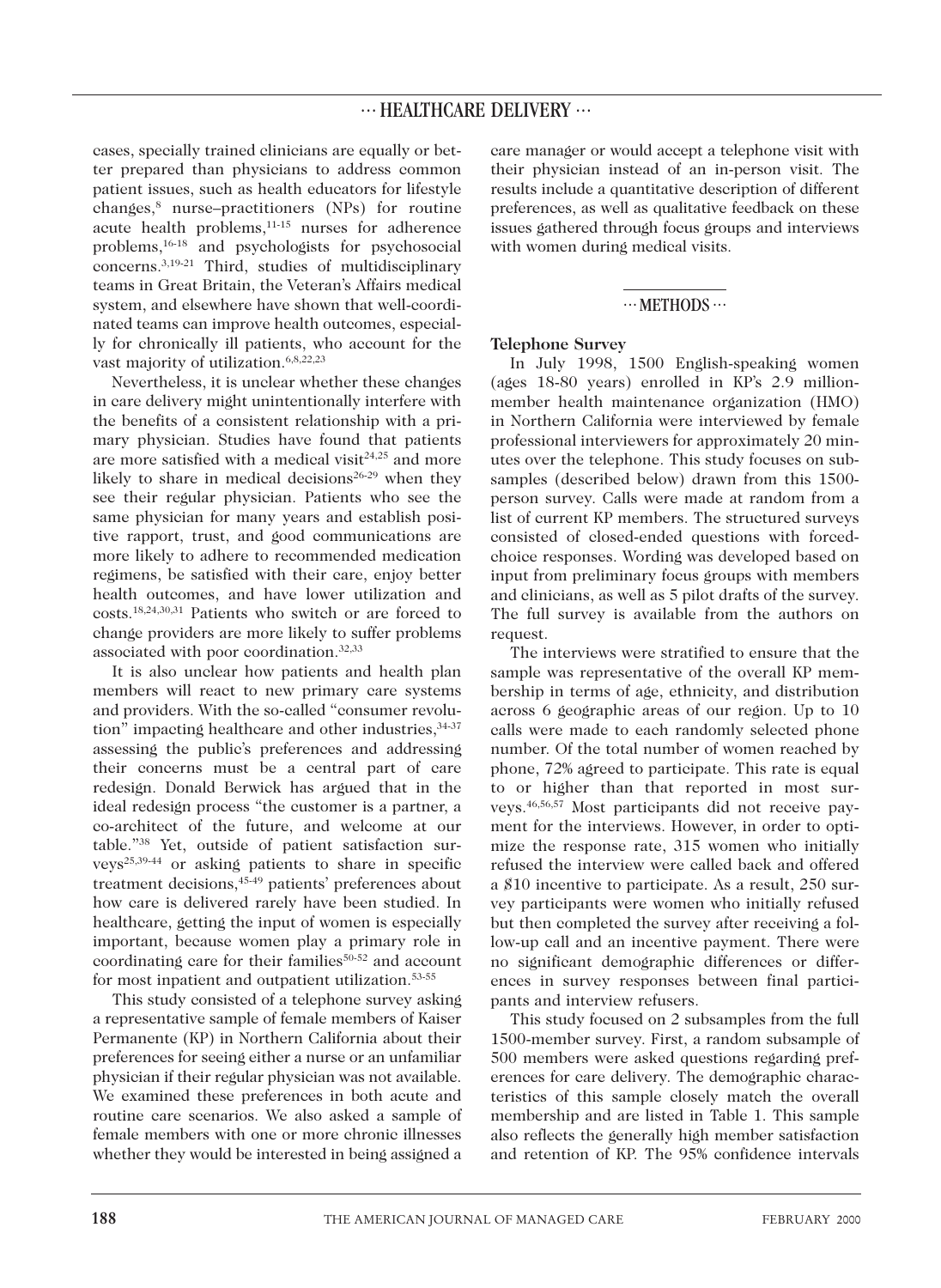cases, specially trained clinicians are equally or better prepared than physicians to address common patient issues, such as health educators for lifestyle changes,[8] nurse–practitioners (NPs) for routine acute health problems,[11-15] nurses for adherence problems,[16-18] and psychologists for psychosocial concerns.[3,19-21] Third, studies of multidisciplinary teams in Great Britain, the Veteran's Affairs medical system, and elsewhere have shown that well-coordinated teams can improve health outcomes, especially for chronically ill patients, who account for the vast majority of utilization.[6,8,22,23]

Nevertheless, it is unclear whether these changes in care delivery might unintentionally interfere with the benefits of a consistent relationship with a primary physician. Studies have found that patients are more satisfied with a medical visit[24,25] and more likely to share in medical decisions[26-29] when they see their regular physician. Patients who see the same physician for many years and establish positive rapport, trust, and good communications are more likely to adhere to recommended medication regimens, be satisfied with their care, enjoy better health outcomes, and have lower utilization and costs.[18,24,30,31] Patients who switch or are forced to change providers are more likely to suffer problems associated with poor coordination.[32,33]

It is also unclear how patients and health plan members will react to new primary care systems and providers. With the so-called "consumer revolution" impacting healthcare and other industries,[34-37] assessing the public's preferences and addressing their concerns must be a central part of care redesign. Donald Berwick has argued that in the ideal redesign process "the customer is a partner, a co-architect of the future, and welcome at our table."[38] Yet, outside of patient satisfaction surveys[25,39-44] or asking patients to share in specific treatment decisions,[45-49] patients' preferences about how care is delivered rarely have been studied. In healthcare, getting the input of women is especially important, because women play a primary role in coordinating care for their families[50-52] and account for most inpatient and outpatient utilization.[53-55]

This study consisted of a telephone survey asking a representative sample of female members of Kaiser Permanente (KP) in Northern California about their preferences for seeing either a nurse or an unfamiliar physician if their regular physician was not available. We examined these preferences in both acute and routine care scenarios. We also asked a sample of female members with one or more chronic illnesses whether they would be interested in being assigned a care manager or would accept a telephone visit with their physician instead of an in-person visit. The results include a quantitative description of different preferences, as well as qualitative feedback on these issues gathered through focus groups and interviews with women during medical visits.

## METHODS

### Telephone Survey

In July 1998, 1500 English-speaking women (ages 18-80 years) enrolled in KP's 2.9 million-member health maintenance organization (HMO) in Northern California were interviewed by female professional interviewers for approximately 20 minutes over the telephone. This study focuses on subsamples (described below) drawn from this 1500-person survey. Calls were made at random from a list of current KP members. The structured surveys consisted of closed-ended questions with forced-choice responses. Wording was developed based on input from preliminary focus groups with members and clinicians, as well as 5 pilot drafts of the survey. The full survey is available from the authors on request.

The interviews were stratified to ensure that the sample was representative of the overall KP membership in terms of age, ethnicity, and distribution across 6 geographic areas of our region. Up to 10 calls were made to each randomly selected phone number. Of the total number of women reached by phone, 72% agreed to participate. This rate is equal to or higher than that reported in most surveys.[46,56,57] Most participants did not receive payment for the interviews. However, in order to optimize the response rate, 315 women who initially refused the interview were called back and offered a $10 incentive to participate. As a result, 250 survey participants were women who initially refused but then completed the survey after receiving a follow-up call and an incentive payment. There were no significant demographic differences or differences in survey responses between final participants and interview refusers.

This study focused on 2 subsamples from the full 1500-member survey. First, a random subsample of 500 members were asked questions regarding preferences for care delivery. The demographic characteristics of this sample closely match the overall membership and are listed in Table 1. This sample also reflects the generally high member satisfaction and retention of KP. The 95% confidence intervals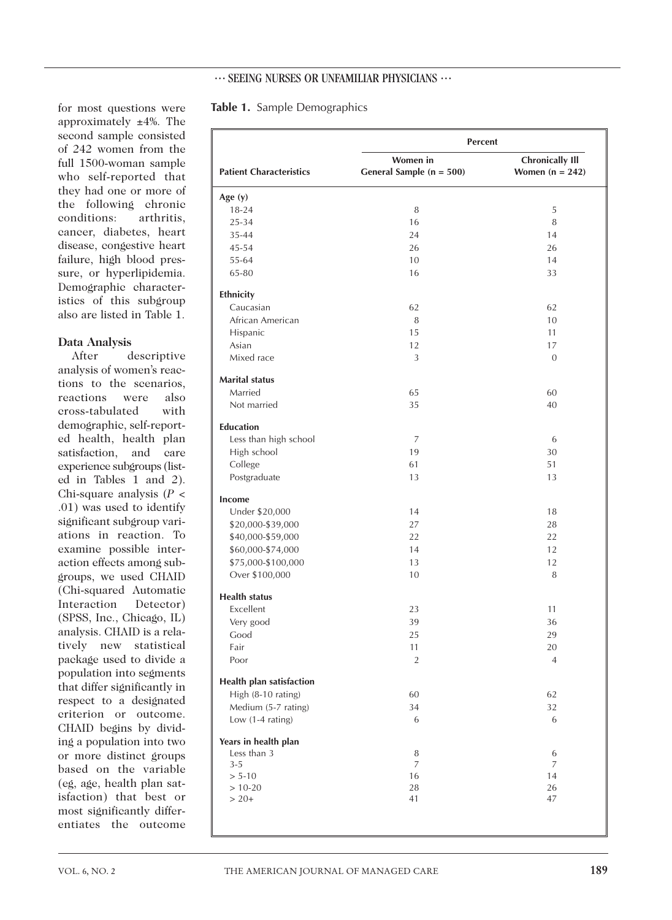for most questions were approximately ±4%. The second sample consisted of 242 women from the full 1500-woman sample who self-reported that they had one or more of the following chronic conditions: arthritis, cancer, diabetes, heart disease, congestive heart failure, high blood pressure, or hyperlipidemia. Demographic characteristics of this subgroup also are listed in Table 1.

**Table 1.** Sample Demographics

| Patient Characteristics | Percent | |
|---|---|---|
| | Women in General Sample (n = 500) | Chronically Ill Women (n = 242) |
| **Age (y)** | | |
| 18-24 | 8 | 5 |
| 25-34 | 16 | 8 |
| 35-44 | 24 | 14 |
| 45-54 | 26 | 26 |
| 55-64 | 10 | 14 |
| 65-80 | 16 | 33 |
| **Ethnicity** | | |
| Caucasian | 62 | 62 |
| African American | 8 | 10 |
| Hispanic | 15 | 11 |
| Asian | 12 | 17 |
| Mixed race | 3 | 0 |
| **Marital status** | | |
| Married | 65 | 60 |
| Not married | 35 | 40 |
| **Education** | | |
| Less than high school | 7 | 6 |
| High school | 19 | 30 |
| College | 61 | 51 |
| Postgraduate | 13 | 13 |
| **Income** | | |
| Under $20,000 | 14 | 18 |
| $20,000-$39,000 | 27 | 28 |
| $40,000-$59,000 | 22 | 22 |
| $60,000-$74,000 | 14 | 12 |
| $75,000-$100,000 | 13 | 12 |
| Over $100,000 | 10 | 8 |
| **Health status** | | |
| Excellent | 23 | 11 |
| Very good | 39 | 36 |
| Good | 25 | 29 |
| Fair | 11 | 20 |
| Poor | 2 | 4 |
| **Health plan satisfaction** | | |
| High (8-10 rating) | 60 | 62 |
| Medium (5-7 rating) | 34 | 32 |
| Low (1-4 rating) | 6 | 6 |
| **Years in health plan** | | |
| Less than 3 | 8 | 6 |
| 3-5 | 7 | 7 |
| > 5-10 | 16 | 14 |
| > 10-20 | 28 | 26 |
| > 20+ | 41 | 47 |

### Data Analysis

After descriptive analysis of women's reactions to the scenarios, reactions were also cross-tabulated with demographic, self-reported health, health plan satisfaction, and care experience subgroups (listed in Tables 1 and 2). Chi-square analysis ($P < .01$) was used to identify significant subgroup variations in reaction. To examine possible interaction effects among subgroups, we used CHAID (Chi-squared Automatic Interaction Detector) (SPSS, Inc., Chicago, IL) analysis. CHAID is a relatively new statistical package used to divide a population into segments that differ significantly in respect to a designated criterion or outcome. CHAID begins by dividing a population into two or more distinct groups based on the variable (eg, age, health plan satisfaction) that best or most significantly differentiates the outcome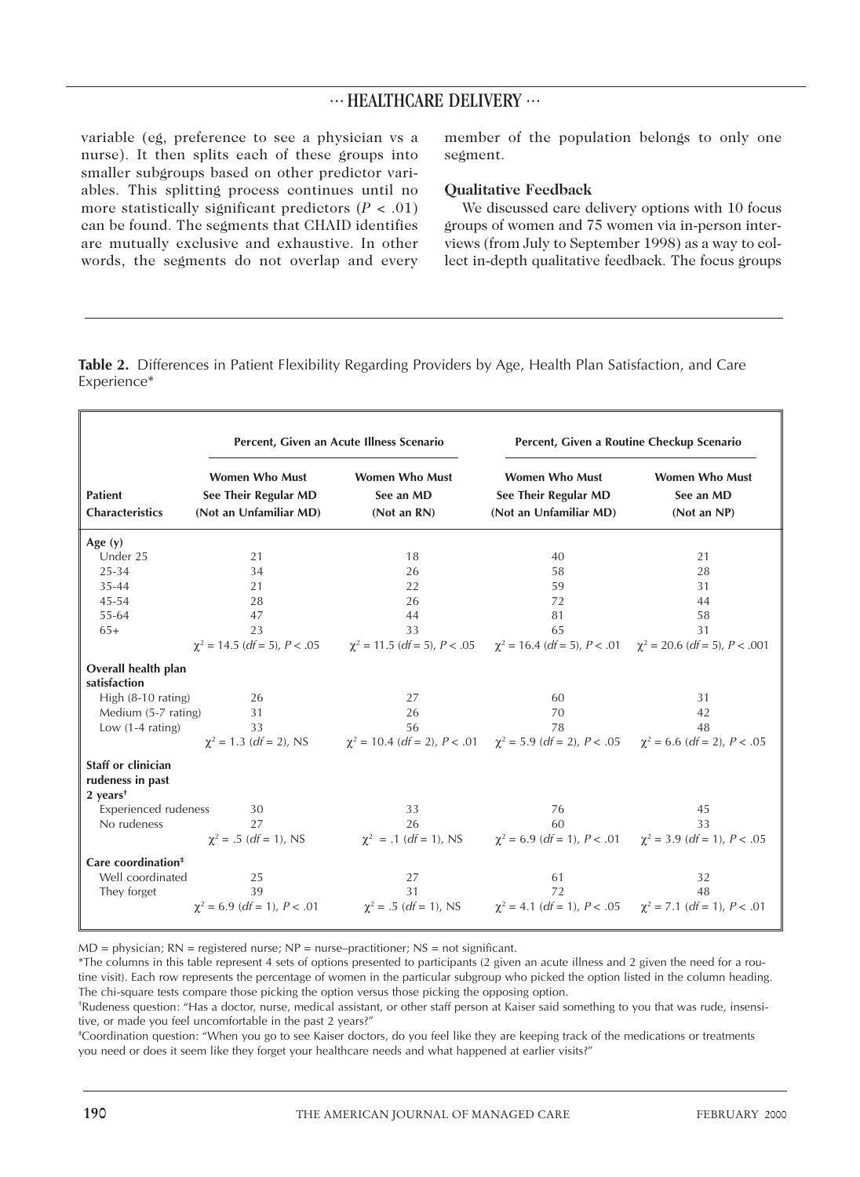variable (eg, preference to see a physician vs a nurse). It then splits each of these groups into smaller subgroups based on other predictor variables. This splitting process continues until no more statistically significant predictors ($P < .01$) can be found. The segments that CHAID identifies are mutually exclusive and exhaustive. In other words, the segments do not overlap and every member of the population belongs to only one segment.

### Qualitative Feedback

We discussed care delivery options with 10 focus groups of women and 75 women via in-person interviews (from July to September 1998) as a way to collect in-depth qualitative feedback. The focus groups

**Table 2.** Differences in Patient Flexibility Regarding Providers by Age, Health Plan Satisfaction, and Care Experience*

| Patient Characteristics | Percent, Given an Acute Illness Scenario | | Percent, Given a Routine Checkup Scenario | |
|---|---|---|---|---|
| | Women Who Must See Their Regular MD (Not an Unfamiliar MD) | Women Who Must See an MD (Not an RN) | Women Who Must See Their Regular MD (Not an Unfamiliar MD) | Women Who Must See an MD (Not an NP) |
| **Age (y)** | | | | |
| Under 25 | 21 | 18 | 40 | 21 |
| 25-34 | 34 | 26 | 58 | 28 |
| 35-44 | 21 | 22 | 59 | 31 |
| 45-54 | 28 | 26 | 72 | 44 |
| 55-64 | 47 | 44 | 81 | 58 |
| 65+ | 23 | 33 | 65 | 31 |
| | $\chi^2 = 14.5$ ($df = 5$), $P < .05$ | $\chi^2 = 11.5$ ($df = 5$), $P < .05$ | $\chi^2 = 16.4$ ($df = 5$), $P < .01$ | $\chi^2 = 20.6$ ($df = 5$), $P < .001$ |
| **Overall health plan satisfaction** | | | | |
| High (8-10 rating) | 26 | 27 | 60 | 31 |
| Medium (5-7 rating) | 31 | 26 | 70 | 42 |
| Low (1-4 rating) | 33 | 56 | 78 | 48 |
| | $\chi^2 = 1.3$ ($df = 2$), NS | $\chi^2 = 10.4$ ($df = 2$), $P < .01$ | $\chi^2 = 5.9$ ($df = 2$), $P < .05$ | $\chi^2 = 6.6$ ($df = 2$), $P < .05$ |
| **Staff or clinician rudeness in past 2 years**[†] | | | | |
| Experienced rudeness | 30 | 33 | 76 | 45 |
| No rudeness | 27 | 26 | 60 | 33 |
| | $\chi^2 = .5$ ($df = 1$), NS | $\chi^2 = .1$ ($df = 1$), NS | $\chi^2 = 6.9$ ($df = 1$), $P < .01$ | $\chi^2 = 3.9$ ($df = 1$), $P < .05$ |
| **Care coordination**[‡] | | | | |
| Well coordinated | 25 | 27 | 61 | 32 |
| They forget | 39 | 31 | 72 | 48 |
| | $\chi^2 = 6.9$ ($df = 1$), $P < .01$ | $\chi^2 = .5$ ($df = 1$), NS | $\chi^2 = 4.1$ ($df = 1$), $P < .05$ | $\chi^2 = 7.1$ ($df = 1$), $P < .01$ |

MD = physician; RN = registered nurse; NP = nurse–practitioner; NS = not significant.

*The columns in this table represent 4 sets of options presented to participants (2 given an acute illness and 2 given the need for a routine visit). Each row represents the percentage of women in the particular subgroup who picked the option listed in the column heading. The chi-square tests compare those picking the option versus those picking the opposing option.

[†]Rudeness question: "Has a doctor, nurse, medical assistant, or other staff person at Kaiser said something to you that was rude, insensitive, or made you feel uncomfortable in the past 2 years?"

[‡]Coordination question: "When you go to see Kaiser doctors, do you feel like they are keeping track of the medications or treatments you need or does it seem like they forget your healthcare needs and what happened at earlier visits?"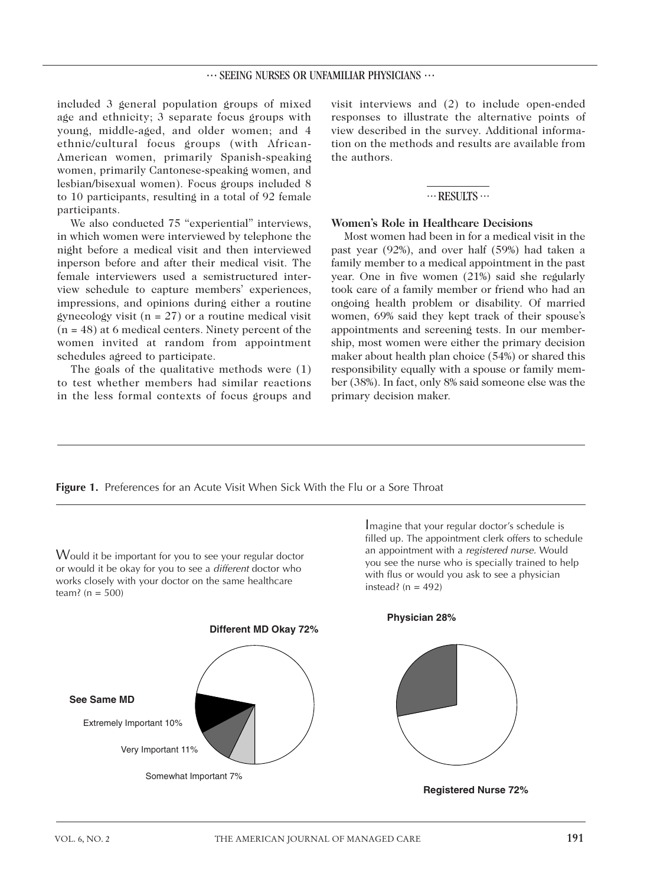included 3 general population groups of mixed age and ethnicity; 3 separate focus groups with young, middle-aged, and older women; and 4 ethnic/cultural focus groups (with African-American women, primarily Spanish-speaking women, primarily Cantonese-speaking women, and lesbian/bisexual women). Focus groups included 8 to 10 participants, resulting in a total of 92 female participants.

We also conducted 75 "experiential" interviews, in which women were interviewed by telephone the night before a medical visit and then interviewed inperson before and after their medical visit. The female interviewers used a semistructured interview schedule to capture members' experiences, impressions, and opinions during either a routine gynecology visit (n = 27) or a routine medical visit (n = 48) at 6 medical centers. Ninety percent of the women invited at random from appointment schedules agreed to participate.

The goals of the qualitative methods were (1) to test whether members had similar reactions in the less formal contexts of focus groups and visit interviews and (2) to include open-ended responses to illustrate the alternative points of view described in the survey. Additional information on the methods and results are available from the authors.

## RESULTS

### Women's Role in Healthcare Decisions

Most women had been in for a medical visit in the past year (92%), and over half (59%) had taken a family member to a medical appointment in the past year. One in five women (21%) said she regularly took care of a family member or friend who had an ongoing health problem or disability. Of married women, 69% said they kept track of their spouse's appointments and screening tests. In our membership, most women were either the primary decision maker about health plan choice (54%) or shared this responsibility equally with a spouse or family member (38%). In fact, only 8% said someone else was the primary decision maker.

**Figure 1.** Preferences for an Acute Visit When Sick With the Flu or a Sore Throat

Would it be important for you to see your regular doctor or would it be okay for you to see a *different* doctor who works closely with your doctor on the same healthcare team? (n = 500)

Different MD Okay 72%

See Same MD
- Extremely Important 10%
- Very Important 11%
- Somewhat Important 7%

Imagine that your regular doctor's schedule is filled up. The appointment clerk offers to schedule an appointment with a *registered nurse*. Would you see the nurse who is specially trained to help with flus or would you ask to see a physician instead? (n = 492)

Physician 28%

Registered Nurse 72%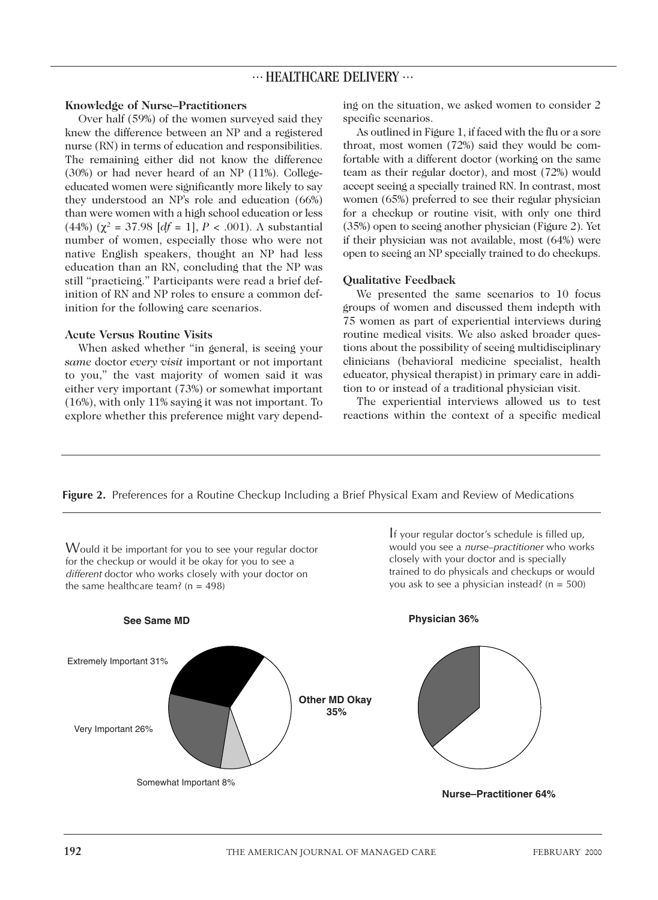### Knowledge of Nurse–Practitioners

Over half (59%) of the women surveyed said they knew the difference between an NP and a registered nurse (RN) in terms of education and responsibilities. The remaining either did not know the difference (30%) or had never heard of an NP (11%). College-educated women were significantly more likely to say they understood an NP's role and education (66%) than were women with a high school education or less (44%) ($\chi^2$ = 37.98 [*df* = 1], $P < .001$). A substantial number of women, especially those who were not native English speakers, thought an NP had less education than an RN, concluding that the NP was still "practicing." Participants were read a brief definition of RN and NP roles to ensure a common definition for the following care scenarios.

### Acute Versus Routine Visits

When asked whether "in general, is seeing your *same* doctor *every visit* important or not important to you," the vast majority of women said it was either very important (73%) or somewhat important (16%), with only 11% saying it was not important. To explore whether this preference might vary depending on the situation, we asked women to consider 2 specific scenarios.

As outlined in Figure 1, if faced with the flu or a sore throat, most women (72%) said they would be comfortable with a different doctor (working on the same team as their regular doctor), and most (72%) would accept seeing a specially trained RN. In contrast, most women (65%) preferred to see their regular physician for a checkup or routine visit, with only one third (35%) open to seeing another physician (Figure 2). Yet if their physician was not available, most (64%) were open to seeing an NP specially trained to do checkups.

### Qualitative Feedback

We presented the same scenarios to 10 focus groups of women and discussed them indepth with 75 women as part of experiential interviews during routine medical visits. We also asked broader questions about the possibility of seeing multidisciplinary clinicians (behavioral medicine specialist, health educator, physical therapist) in primary care in addition to or instead of a traditional physician visit.

The experiential interviews allowed us to test reactions within the context of a specific medical

**Figure 2.** Preferences for a Routine Checkup Including a Brief Physical Exam and Review of Medications

Would it be important for you to see your regular doctor for the checkup or would it be okay for you to see a *different* doctor who works closely with your doctor on the same healthcare team? (n = 498)

**See Same MD**

- Extremely Important 31%
- Very Important 26%
- Somewhat Important 8%
- **Other MD Okay 35%**

If your regular doctor's schedule is filled up, would you see a *nurse–practitioner* who works closely with your doctor and is specially trained to do physicals and checkups or would you ask to see a physician instead? (n = 500)

- **Physician 36%**
- **Nurse–Practitioner 64%**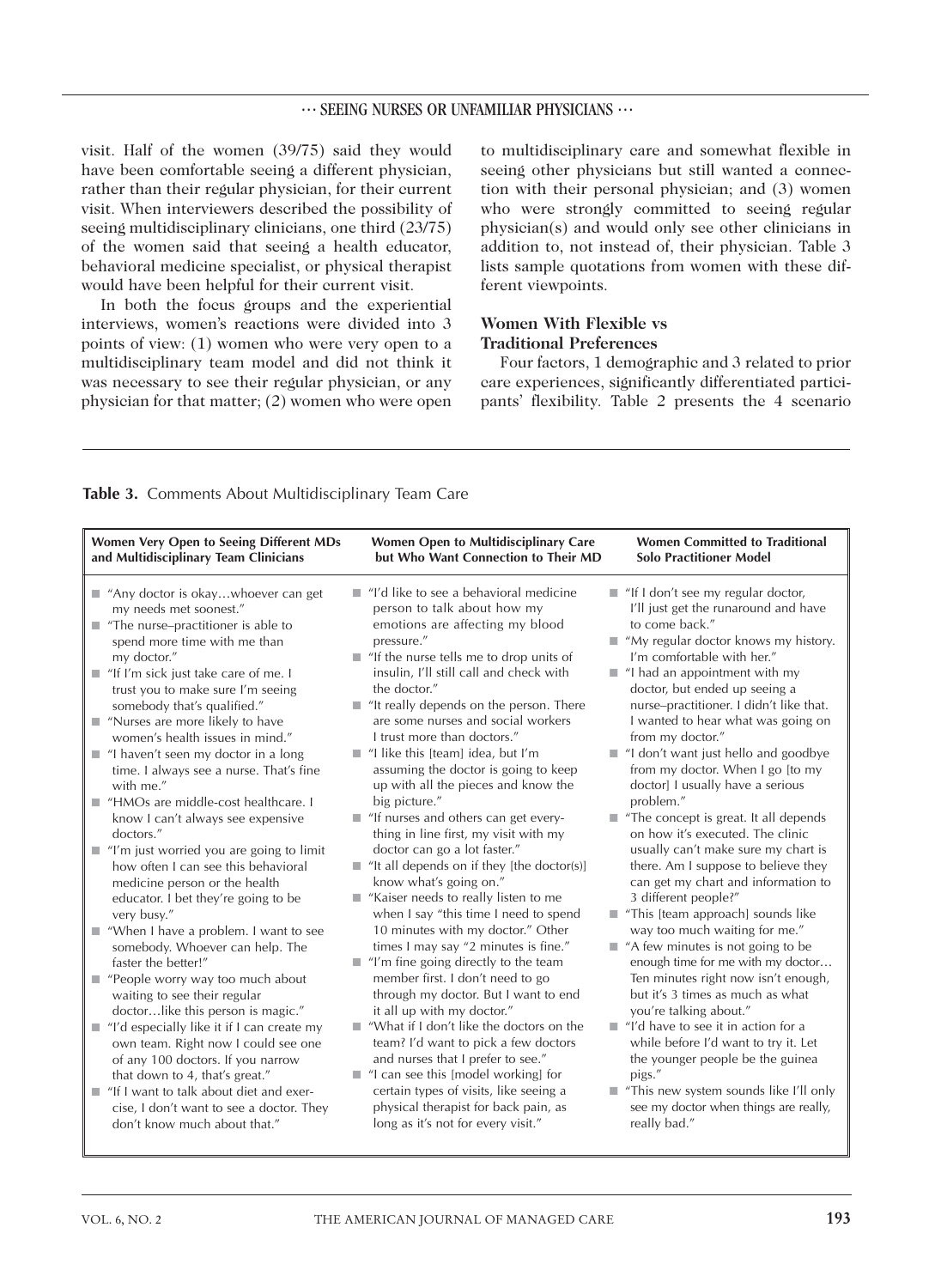visit. Half of the women (39/75) said they would have been comfortable seeing a different physician, rather than their regular physician, for their current visit. When interviewers described the possibility of seeing multidisciplinary clinicians, one third (23/75) of the women said that seeing a health educator, behavioral medicine specialist, or physical therapist would have been helpful for their current visit.

In both the focus groups and the experiential interviews, women's reactions were divided into 3 points of view: (1) women who were very open to a multidisciplinary team model and did not think it was necessary to see their regular physician, or any physician for that matter; (2) women who were open to multidisciplinary care and somewhat flexible in seeing other physicians but still wanted a connection with their personal physician; and (3) women who were strongly committed to seeing regular physician(s) and would only see other clinicians in addition to, not instead of, their physician. Table 3 lists sample quotations from women with these different viewpoints.

### Women With Flexible vs Traditional Preferences

Four factors, 1 demographic and 3 related to prior care experiences, significantly differentiated participants' flexibility. Table 2 presents the 4 scenario

**Table 3.** Comments About Multidisciplinary Team Care

| Women Very Open to Seeing Different MDs and Multidisciplinary Team Clinicians | Women Open to Multidisciplinary Care but Who Want Connection to Their MD | Women Committed to Traditional Solo Practitioner Model |
|---|---|---|
| "Any doctor is okay…whoever can get my needs met soonest." | "I'd like to see a behavioral medicine person to talk about how my emotions are affecting my blood pressure." | "If I don't see my regular doctor, I'll just get the runaround and have to come back." |
| "The nurse–practitioner is able to spend more time with me than my doctor." | "If the nurse tells me to drop units of insulin, I'll still call and check with the doctor." | "My regular doctor knows my history. I'm comfortable with her." |
| "If I'm sick just take care of me. I trust you to make sure I'm seeing somebody that's qualified." | "It really depends on the person. There are some nurses and social workers I trust more than doctors." | "I had an appointment with my doctor, but ended up seeing a nurse–practitioner. I didn't like that. I wanted to hear what was going on from my doctor." |
| "Nurses are more likely to have women's health issues in mind." | "I like this [team] idea, but I'm assuming the doctor is going to keep up with all the pieces and know the big picture." | "I don't want just hello and goodbye from my doctor. When I go [to my doctor] I usually have a serious problem." |
| "I haven't seen my doctor in a long time. I always see a nurse. That's fine with me." | "If nurses and others can get everything in line first, my visit with my doctor can go a lot faster." | "The concept is great. It all depends on how it's executed. The clinic usually can't make sure my chart is there. Am I suppose to believe they can get my chart and information to 3 different people?" |
| "HMOs are middle-cost healthcare. I know I can't always see expensive doctors." | "It all depends on if they [the doctor(s)] know what's going on." | "This [team approach] sounds like way too much waiting for me." |
| "I'm just worried you are going to limit how often I can see this behavioral medicine person or the health educator. I bet they're going to be very busy." | "Kaiser needs to really listen to me when I say "this time I need to spend 10 minutes with my doctor." Other times I may say "2 minutes is fine." | "A few minutes is not going to be enough time for me with my doctor… Ten minutes right now isn't enough, but it's 3 times as much as what you're talking about." |
| "When I have a problem. I want to see somebody. Whoever can help. The faster the better!" | "I'm fine going directly to the team member first. I don't need to go through my doctor. But I want to end it all up with my doctor." | "I'd have to see it in action for a while before I'd want to try it. Let the younger people be the guinea pigs." |
| "People worry way too much about waiting to see their regular doctor…like this person is magic." | "What if I don't like the doctors on the team? I'd want to pick a few doctors and nurses that I prefer to see." | "This new system sounds like I'll only see my doctor when things are really, really bad." |
| "I'd especially like it if I can create my own team. Right now I could see one of any 100 doctors. If you narrow that down to 4, that's great." | "I can see this [model working] for certain types of visits, like seeing a physical therapist for back pain, as long as it's not for every visit." | |
| "If I want to talk about diet and exercise, I don't want to see a doctor. They don't know much about that." | | |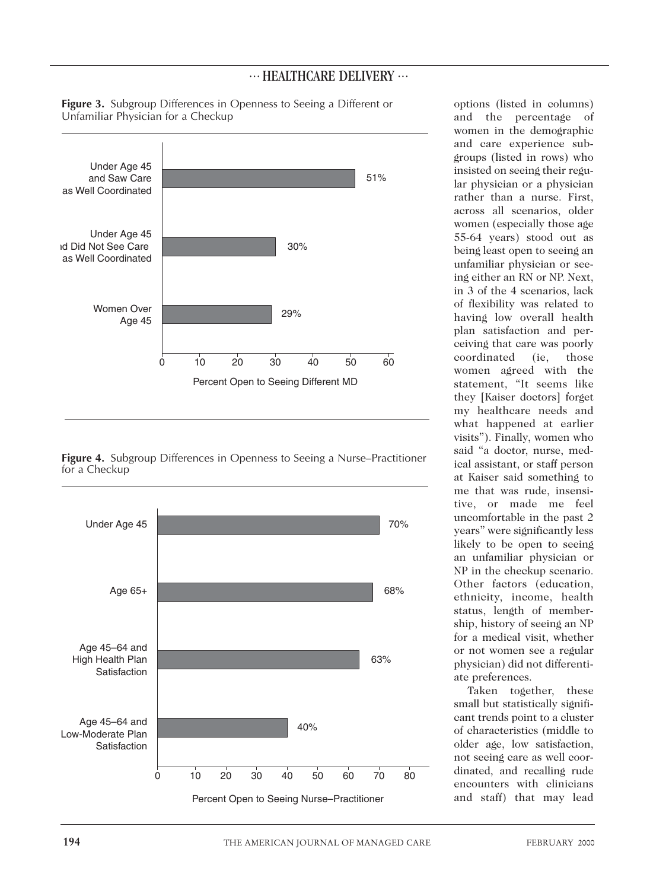**Figure 3.** Subgroup Differences in Openness to Seeing a Different or Unfamiliar Physician for a Checkup

| Subgroup | Percent Open to Seeing Different MD |
|---|---|
| Under Age 45 and Saw Care as Well Coordinated | 51% |
| Under Age 45 and Did Not See Care as Well Coordinated | 30% |
| Women Over Age 45 | 29% |

**Figure 4.** Subgroup Differences in Openness to Seeing a Nurse–Practitioner for a Checkup

| Subgroup | Percent Open to Seeing Nurse–Practitioner |
|---|---|
| Under Age 45 | 70% |
| Age 65+ | 68% |
| Age 45–64 and High Health Plan Satisfaction | 63% |
| Age 45–64 and Low-Moderate Plan Satisfaction | 40% |

options (listed in columns) and the percentage of women in the demographic and care experience subgroups (listed in rows) who insisted on seeing their regular physician or a physician rather than a nurse. First, across all scenarios, older women (especially those age 55-64 years) stood out as being least open to seeing an unfamiliar physician or seeing either an RN or NP. Next, in 3 of the 4 scenarios, lack of flexibility was related to having low overall health plan satisfaction and perceiving that care was poorly coordinated (ie, those women agreed with the statement, "It seems like they [Kaiser doctors] forget my healthcare needs and what happened at earlier visits"). Finally, women who said "a doctor, nurse, medical assistant, or staff person at Kaiser said something to me that was rude, insensitive, or made me feel uncomfortable in the past 2 years" were significantly less likely to be open to seeing an unfamiliar physician or NP in the checkup scenario. Other factors (education, ethnicity, income, health status, length of membership, history of seeing an NP for a medical visit, whether or not women see a regular physician) did not differentiate preferences.

Taken together, these small but statistically significant trends point to a cluster of characteristics (middle to older age, low satisfaction, not seeing care as well coordinated, and recalling rude encounters with clinicians and staff) that may lead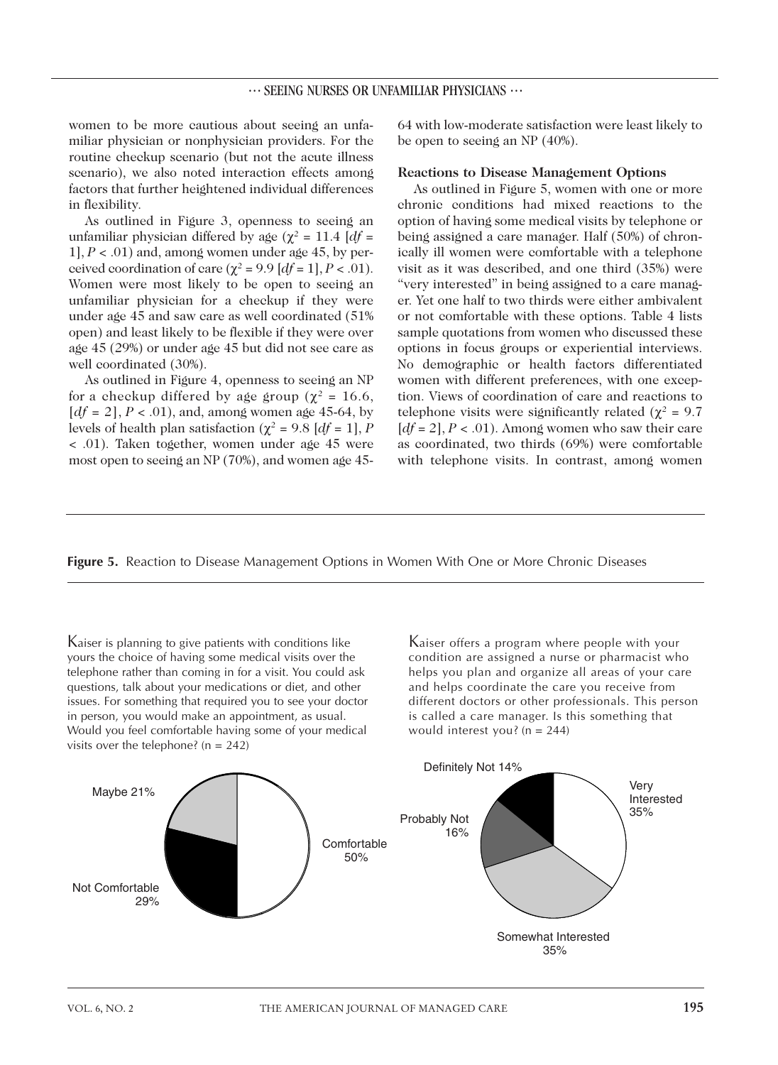women to be more cautious about seeing an unfamiliar physician or nonphysician providers. For the routine checkup scenario (but not the acute illness scenario), we also noted interaction effects among factors that further heightened individual differences in flexibility.

As outlined in Figure 3, openness to seeing an unfamiliar physician differed by age ($\chi^2$ = 11.4 [$df$ = 1], $P < .01$) and, among women under age 45, by perceived coordination of care ($\chi^2$ = 9.9 [$df$ = 1], $P < .01$). Women were most likely to be open to seeing an unfamiliar physician for a checkup if they were under age 45 and saw care as well coordinated (51% open) and least likely to be flexible if they were over age 45 (29%) or under age 45 but did not see care as well coordinated (30%).

As outlined in Figure 4, openness to seeing an NP for a checkup differed by age group ($\chi^2$ = 16.6, [$df$ = 2], $P < .01$), and, among women age 45-64, by levels of health plan satisfaction ($\chi^2$ = 9.8 [$df$ = 1], $P < .01$). Taken together, women under age 45 were most open to seeing an NP (70%), and women age 45-64 with low-moderate satisfaction were least likely to be open to seeing an NP (40%).

**Reactions to Disease Management Options**

As outlined in Figure 5, women with one or more chronic conditions had mixed reactions to the option of having some medical visits by telephone or being assigned a care manager. Half (50%) of chronically ill women were comfortable with a telephone visit as it was described, and one third (35%) were "very interested" in being assigned to a care manager. Yet one half to two thirds were either ambivalent or not comfortable with these options. Table 4 lists sample quotations from women who discussed these options in focus groups or experiential interviews. No demographic or health factors differentiated women with different preferences, with one exception. Views of coordination of care and reactions to telephone visits were significantly related ($\chi^2$ = 9.7 [$df$ = 2], $P < .01$). Among women who saw their care as coordinated, two thirds (69%) were comfortable with telephone visits. In contrast, among women

**Figure 5.** Reaction to Disease Management Options in Women With One or More Chronic Diseases

Kaiser is planning to give patients with conditions like yours the choice of having some medical visits over the telephone rather than coming in for a visit. You could ask questions, talk about your medications or diet, and other issues. For something that required you to see your doctor in person, you would make an appointment, as usual. Would you feel comfortable having some of your medical visits over the telephone? (n = 242)

| Response | % |
|---|---|
| Comfortable | 50% |
| Not Comfortable | 29% |
| Maybe | 21% |

Kaiser offers a program where people with your condition are assigned a nurse or pharmacist who helps you plan and organize all areas of your care and helps coordinate the care you receive from different doctors or other professionals. This person is called a care manager. Is this something that would interest you? (n = 244)

| Response | % |
|---|---|
| Very Interested | 35% |
| Somewhat Interested | 35% |
| Probably Not | 16% |
| Definitely Not | 14% |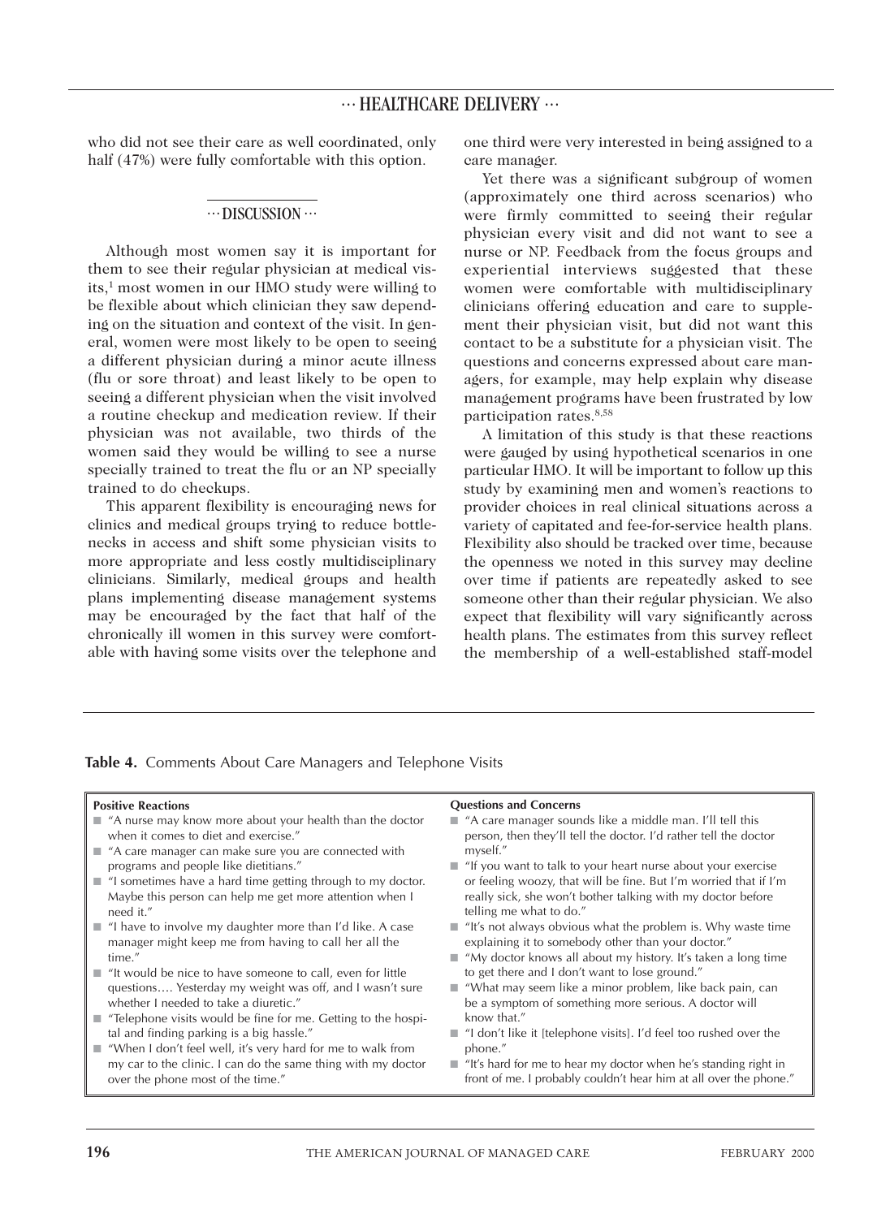who did not see their care as well coordinated, only half (47%) were fully comfortable with this option.

## DISCUSSION

Although most women say it is important for them to see their regular physician at medical visits,[1] most women in our HMO study were willing to be flexible about which clinician they saw depending on the situation and context of the visit. In general, women were most likely to be open to seeing a different physician during a minor acute illness (flu or sore throat) and least likely to be open to seeing a different physician when the visit involved a routine checkup and medication review. If their physician was not available, two thirds of the women said they would be willing to see a nurse specially trained to treat the flu or an NP specially trained to do checkups.

This apparent flexibility is encouraging news for clinics and medical groups trying to reduce bottlenecks in access and shift some physician visits to more appropriate and less costly multidisciplinary clinicians. Similarly, medical groups and health plans implementing disease management systems may be encouraged by the fact that half of the chronically ill women in this survey were comfortable with having some visits over the telephone and one third were very interested in being assigned to a care manager.

Yet there was a significant subgroup of women (approximately one third across scenarios) who were firmly committed to seeing their regular physician every visit and did not want to see a nurse or NP. Feedback from the focus groups and experiential interviews suggested that these women were comfortable with multidisciplinary clinicians offering education and care to supplement their physician visit, but did not want this contact to be a substitute for a physician visit. The questions and concerns expressed about care managers, for example, may help explain why disease management programs have been frustrated by low participation rates.[8,58]

A limitation of this study is that these reactions were gauged by using hypothetical scenarios in one particular HMO. It will be important to follow up this study by examining men and women's reactions to provider choices in real clinical situations across a variety of capitated and fee-for-service health plans. Flexibility also should be tracked over time, because the openness we noted in this survey may decline over time if patients are repeatedly asked to see someone other than their regular physician. We also expect that flexibility will vary significantly across health plans. The estimates from this survey reflect the membership of a well-established staff-model

**Table 4.** Comments About Care Managers and Telephone Visits

| Positive Reactions | Questions and Concerns |
| --- | --- |
| "A nurse may know more about your health than the doctor when it comes to diet and exercise." | "A care manager sounds like a middle man. I'll tell this person, then they'll tell the doctor. I'd rather tell the doctor myself." |
| "A care manager can make sure you are connected with programs and people like dietitians." | "If you want to talk to your heart nurse about your exercise or feeling woozy, that will be fine. But I'm worried that if I'm really sick, she won't bother talking with my doctor before telling me what to do." |
| "I sometimes have a hard time getting through to my doctor. Maybe this person can help me get more attention when I need it." | "It's not always obvious what the problem is. Why waste time explaining it to somebody other than your doctor." |
| "I have to involve my daughter more than I'd like. A case manager might keep me from having to call her all the time." | "My doctor knows all about my history. It's taken a long time to get there and I don't want to lose ground." |
| "It would be nice to have someone to call, even for little questions…. Yesterday my weight was off, and I wasn't sure whether I needed to take a diuretic." | "What may seem like a minor problem, like back pain, can be a symptom of something more serious. A doctor will know that." |
| "Telephone visits would be fine for me. Getting to the hospital and finding parking is a big hassle." | "I don't like it [telephone visits]. I'd feel too rushed over the phone." |
| "When I don't feel well, it's very hard for me to walk from my car to the clinic. I can do the same thing with my doctor over the phone most of the time." | "It's hard for me to hear my doctor when he's standing right in front of me. I probably couldn't hear him at all over the phone." |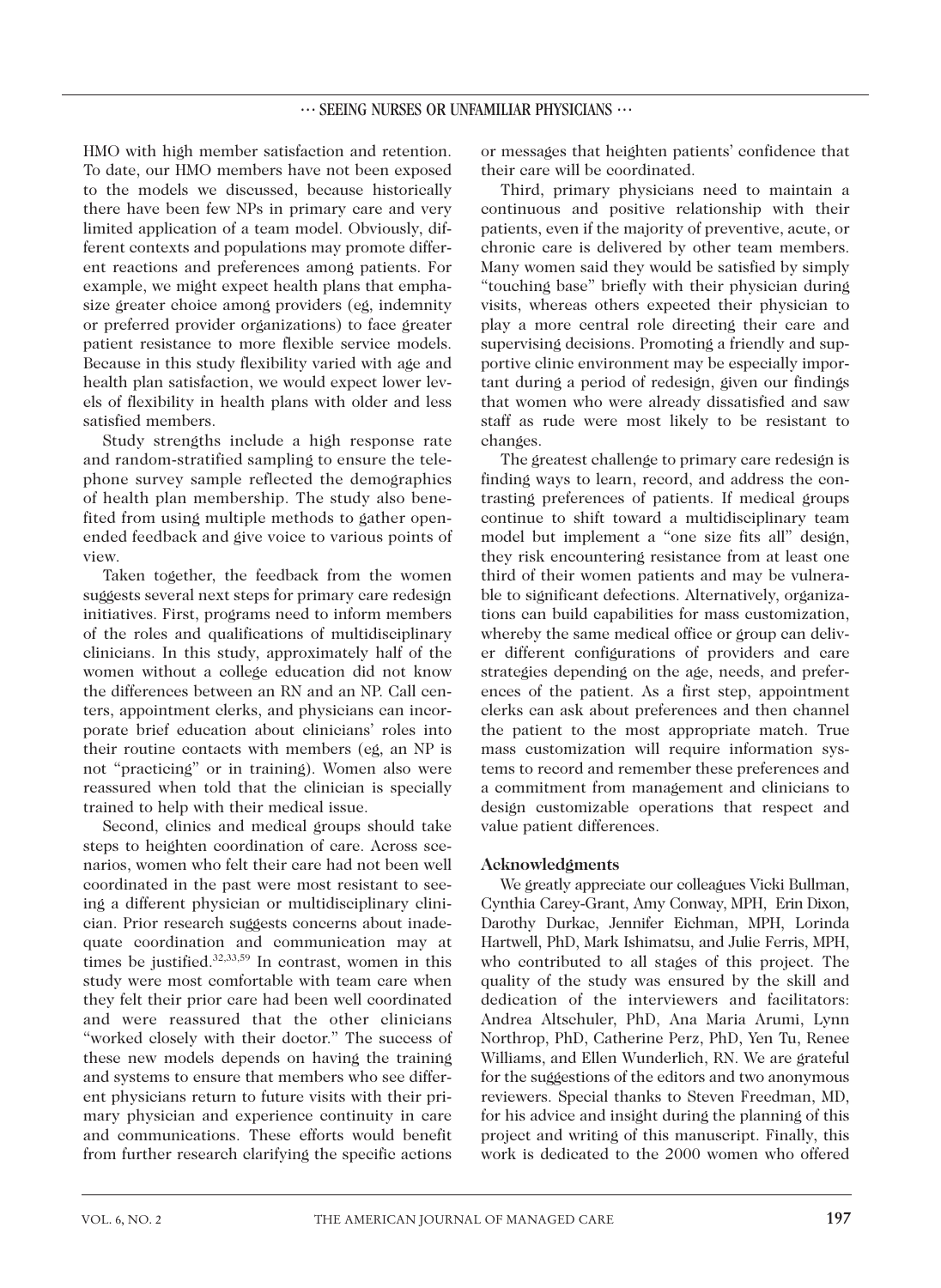HMO with high member satisfaction and retention. To date, our HMO members have not been exposed to the models we discussed, because historically there have been few NPs in primary care and very limited application of a team model. Obviously, different contexts and populations may promote different reactions and preferences among patients. For example, we might expect health plans that emphasize greater choice among providers (eg, indemnity or preferred provider organizations) to face greater patient resistance to more flexible service models. Because in this study flexibility varied with age and health plan satisfaction, we would expect lower levels of flexibility in health plans with older and less satisfied members.

Study strengths include a high response rate and random-stratified sampling to ensure the telephone survey sample reflected the demographics of health plan membership. The study also benefited from using multiple methods to gather open-ended feedback and give voice to various points of view.

Taken together, the feedback from the women suggests several next steps for primary care redesign initiatives. First, programs need to inform members of the roles and qualifications of multidisciplinary clinicians. In this study, approximately half of the women without a college education did not know the differences between an RN and an NP. Call centers, appointment clerks, and physicians can incorporate brief education about clinicians' roles into their routine contacts with members (eg, an NP is not "practicing" or in training). Women also were reassured when told that the clinician is specially trained to help with their medical issue.

Second, clinics and medical groups should take steps to heighten coordination of care. Across scenarios, women who felt their care had not been well coordinated in the past were most resistant to seeing a different physician or multidisciplinary clinician. Prior research suggests concerns about inadequate coordination and communication may at times be justified.[32,33,59] In contrast, women in this study were most comfortable with team care when they felt their prior care had been well coordinated and were reassured that the other clinicians "worked closely with their doctor." The success of these new models depends on having the training and systems to ensure that members who see different physicians return to future visits with their primary physician and experience continuity in care and communications. These efforts would benefit from further research clarifying the specific actions or messages that heighten patients' confidence that their care will be coordinated.

Third, primary physicians need to maintain a continuous and positive relationship with their patients, even if the majority of preventive, acute, or chronic care is delivered by other team members. Many women said they would be satisfied by simply "touching base" briefly with their physician during visits, whereas others expected their physician to play a more central role directing their care and supervising decisions. Promoting a friendly and supportive clinic environment may be especially important during a period of redesign, given our findings that women who were already dissatisfied and saw staff as rude were most likely to be resistant to changes.

The greatest challenge to primary care redesign is finding ways to learn, record, and address the contrasting preferences of patients. If medical groups continue to shift toward a multidisciplinary team model but implement a "one size fits all" design, they risk encountering resistance from at least one third of their women patients and may be vulnerable to significant defections. Alternatively, organizations can build capabilities for mass customization, whereby the same medical office or group can deliver different configurations of providers and care strategies depending on the age, needs, and preferences of the patient. As a first step, appointment clerks can ask about preferences and then channel the patient to the most appropriate match. True mass customization will require information systems to record and remember these preferences and a commitment from management and clinicians to design customizable operations that respect and value patient differences.

## Acknowledgments

We greatly appreciate our colleagues Vicki Bullman, Cynthia Carey-Grant, Amy Conway, MPH, Erin Dixon, Darothy Durkac, Jennifer Eichman, MPH, Lorinda Hartwell, PhD, Mark Ishimatsu, and Julie Ferris, MPH, who contributed to all stages of this project. The quality of the study was ensured by the skill and dedication of the interviewers and facilitators: Andrea Altschuler, PhD, Ana Maria Arumi, Lynn Northrop, PhD, Catherine Perz, PhD, Yen Tu, Renee Williams, and Ellen Wunderlich, RN. We are grateful for the suggestions of the editors and two anonymous reviewers. Special thanks to Steven Freedman, MD, for his advice and insight during the planning of this project and writing of this manuscript. Finally, this work is dedicated to the 2000 women who offered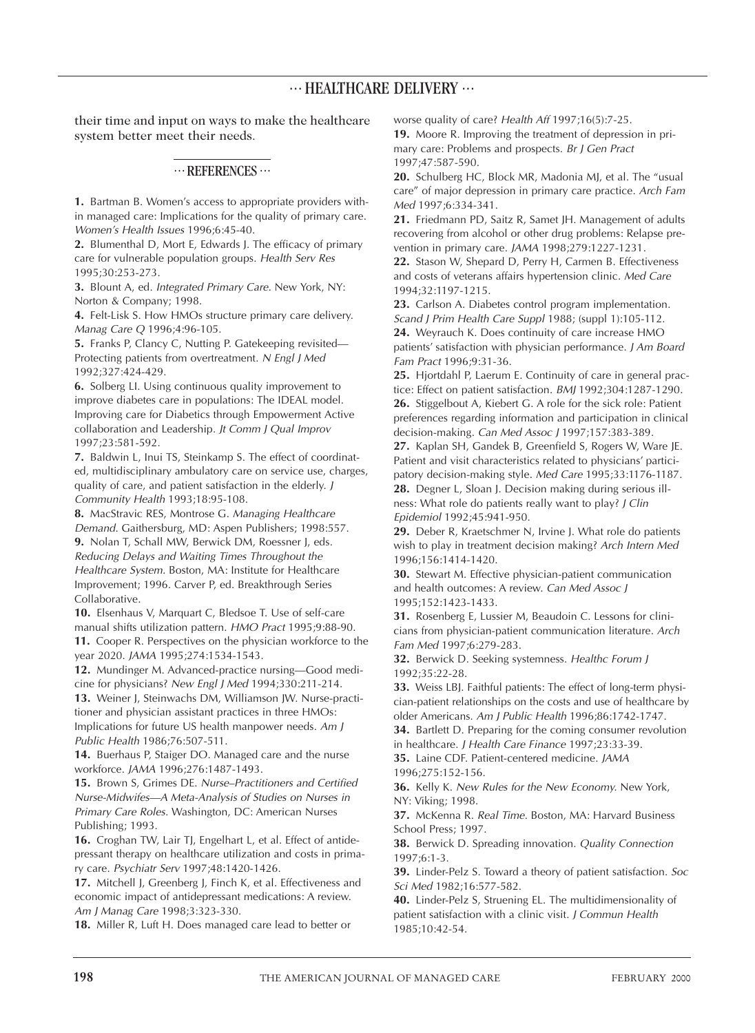their time and input on ways to make the healthcare system better meet their needs.

## ··· REFERENCES ···

**1.** Bartman B. Women's access to appropriate providers within managed care: Implications for the quality of primary care. *Women's Health Issues* 1996;6:45-40.

**2.** Blumenthal D, Mort E, Edwards J. The efficacy of primary care for vulnerable population groups. *Health Serv Res* 1995;30:253-273.

**3.** Blount A, ed. *Integrated Primary Care.* New York, NY: Norton & Company; 1998.

**4.** Felt-Lisk S. How HMOs structure primary care delivery. *Manag Care Q* 1996;4:96-105.

**5.** Franks P, Clancy C, Nutting P. Gatekeeping revisited—Protecting patients from overtreatment. *N Engl J Med* 1992;327:424-429.

**6.** Solberg LI. Using continuous quality improvement to improve diabetes care in populations: The IDEAL model. Improving care for Diabetics through Empowerment Active collaboration and Leadership. *Jt Comm J Qual Improv* 1997;23:581-592.

**7.** Baldwin L, Inui TS, Steinkamp S. The effect of coordinated, multidisciplinary ambulatory care on service use, charges, quality of care, and patient satisfaction in the elderly. *J Community Health* 1993;18:95-108.

**8.** MacStravic RES, Montrose G. *Managing Healthcare Demand.* Gaithersburg, MD: Aspen Publishers; 1998:557.

**9.** Nolan T, Schall MW, Berwick DM, Roessner J, eds. *Reducing Delays and Waiting Times Throughout the Healthcare System.* Boston, MA: Institute for Healthcare Improvement; 1996. Carver P, ed. Breakthrough Series Collaborative.

**10.** Elsenhaus V, Marquart C, Bledsoe T. Use of self-care manual shifts utilization pattern. *HMO Pract* 1995;9:88-90.

**11.** Cooper R. Perspectives on the physician workforce to the year 2020. *JAMA* 1995;274:1534-1543.

**12.** Mundinger M. Advanced-practice nursing—Good medicine for physicians? *New Engl J Med* 1994;330:211-214.

**13.** Weiner J, Steinwachs DM, Williamson JW. Nurse-practitioner and physician assistant practices in three HMOs: Implications for future US health manpower needs. *Am J Public Health* 1986;76:507-511.

**14.** Buerhaus P, Staiger DO. Managed care and the nurse workforce. *JAMA* 1996;276:1487-1493.

**15.** Brown S, Grimes DE. *Nurse–Practitioners and Certified Nurse-Midwifes—A Meta-Analysis of Studies on Nurses in Primary Care Roles.* Washington, DC: American Nurses Publishing; 1993.

**16.** Croghan TW, Lair TJ, Engelhart L, et al. Effect of antidepressant therapy on healthcare utilization and costs in primary care. *Psychiatr Serv* 1997;48:1420-1426.

**17.** Mitchell J, Greenberg J, Finch K, et al. Effectiveness and economic impact of antidepressant medications: A review. *Am J Manag Care* 1998;3:323-330.

**18.** Miller R, Luft H. Does managed care lead to better or worse quality of care? *Health Aff* 1997;16(5):7-25.

**19.** Moore R. Improving the treatment of depression in primary care: Problems and prospects. *Br J Gen Pract* 1997;47:587-590.

**20.** Schulberg HC, Block MR, Madonia MJ, et al. The "usual care" of major depression in primary care practice. *Arch Fam Med* 1997;6:334-341.

**21.** Friedmann PD, Saitz R, Samet JH. Management of adults recovering from alcohol or other drug problems: Relapse prevention in primary care. *JAMA* 1998;279:1227-1231.

**22.** Stason W, Shepard D, Perry H, Carmen B. Effectiveness and costs of veterans affairs hypertension clinic. *Med Care* 1994;32:1197-1215.

**23.** Carlson A. Diabetes control program implementation. *Scand J Prim Health Care Suppl* 1988; (suppl 1):105-112.

**24.** Weyrauch K. Does continuity of care increase HMO patients' satisfaction with physician performance. *J Am Board Fam Pract* 1996;9:31-36.

**25.** Hjortdahl P, Laerum E. Continuity of care in general practice: Effect on patient satisfaction. *BMJ* 1992;304:1287-1290.

**26.** Stiggelbout A, Kiebert G. A role for the sick role: Patient preferences regarding information and participation in clinical decision-making. *Can Med Assoc J* 1997;157:383-389.

**27.** Kaplan SH, Gandek B, Greenfield S, Rogers W, Ware JE. Patient and visit characteristics related to physicians' participatory decision-making style. *Med Care* 1995;33:1176-1187.

**28.** Degner L, Sloan J. Decision making during serious illness: What role do patients really want to play? *J Clin Epidemiol* 1992;45:941-950.

**29.** Deber R, Kraetschmer N, Irvine J. What role do patients wish to play in treatment decision making? *Arch Intern Med* 1996;156:1414-1420.

**30.** Stewart M. Effective physician-patient communication and health outcomes: A review. *Can Med Assoc J* 1995;152:1423-1433.

**31.** Rosenberg E, Lussier M, Beaudoin C. Lessons for clinicians from physician-patient communication literature. *Arch Fam Med* 1997;6:279-283.

**32.** Berwick D. Seeking systemness. *Healthc Forum J* 1992;35:22-28.

**33.** Weiss LBJ. Faithful patients: The effect of long-term physician-patient relationships on the costs and use of healthcare by older Americans. *Am J Public Health* 1996;86:1742-1747.

**34.** Bartlett D. Preparing for the coming consumer revolution in healthcare. *J Health Care Finance* 1997;23:33-39.

**35.** Laine CDF. Patient-centered medicine. *JAMA* 1996;275:152-156.

**36.** Kelly K. *New Rules for the New Economy.* New York, NY: Viking; 1998.

**37.** McKenna R. *Real Time.* Boston, MA: Harvard Business School Press; 1997.

**38.** Berwick D. Spreading innovation. *Quality Connection* 1997;6:1-3.

**39.** Linder-Pelz S. Toward a theory of patient satisfaction. *Soc Sci Med* 1982;16:577-582.

**40.** Linder-Pelz S, Struening EL. The multidimensionality of patient satisfaction with a clinic visit. *J Commun Health* 1985;10:42-54.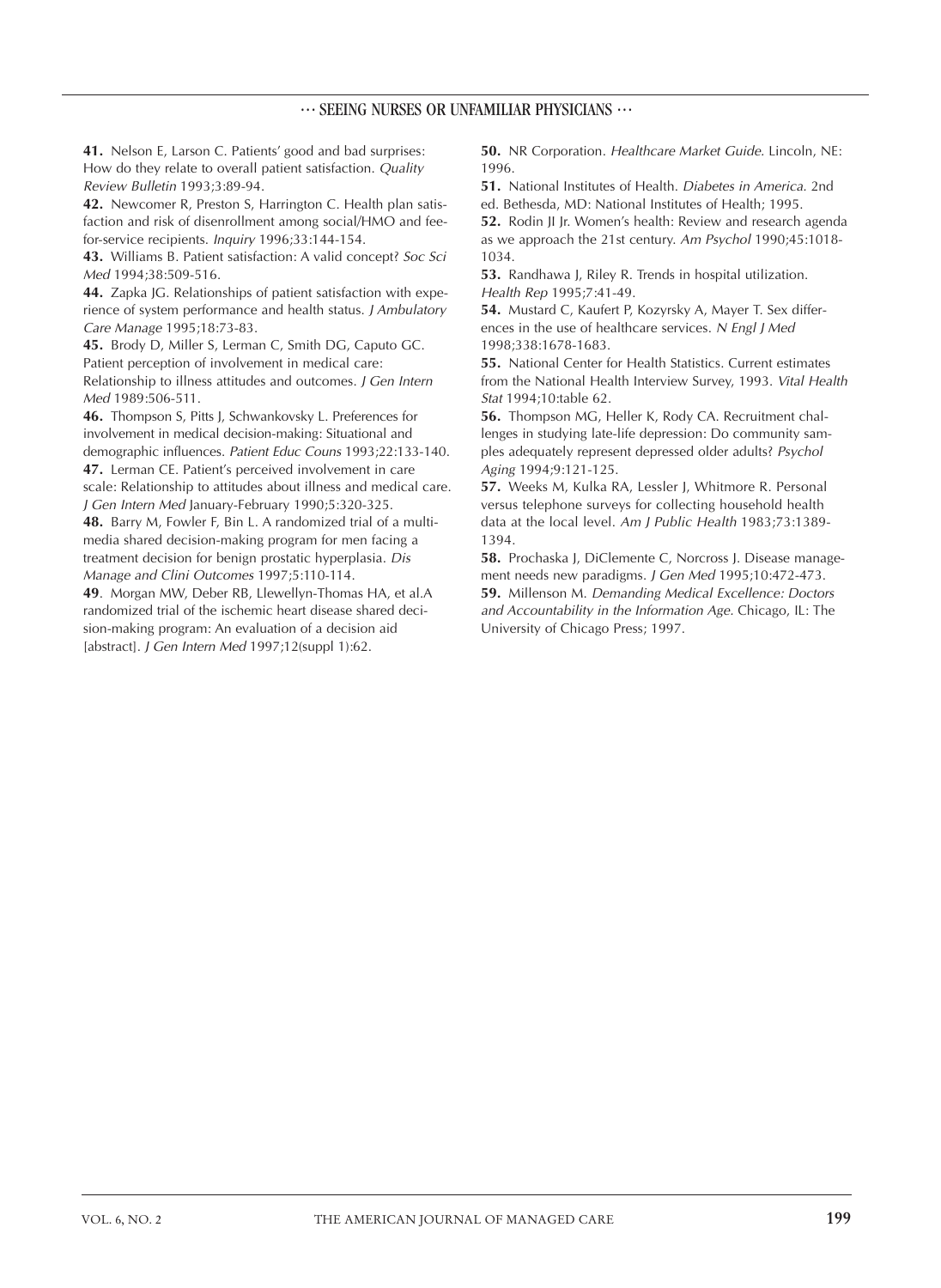**41.** Nelson E, Larson C. Patients' good and bad surprises: How do they relate to overall patient satisfaction. *Quality Review Bulletin* 1993;3:89-94.

**42.** Newcomer R, Preston S, Harrington C. Health plan satisfaction and risk of disenrollment among social/HMO and fee-for-service recipients. *Inquiry* 1996;33:144-154.

**43.** Williams B. Patient satisfaction: A valid concept? *Soc Sci Med* 1994;38:509-516.

**44.** Zapka JG. Relationships of patient satisfaction with experience of system performance and health status. *J Ambulatory Care Manage* 1995;18:73-83.

**45.** Brody D, Miller S, Lerman C, Smith DG, Caputo GC. Patient perception of involvement in medical care: Relationship to illness attitudes and outcomes. *J Gen Intern Med* 1989:506-511.

**46.** Thompson S, Pitts J, Schwankovsky L. Preferences for involvement in medical decision-making: Situational and demographic influences. *Patient Educ Couns* 1993;22:133-140.

**47.** Lerman CE. Patient's perceived involvement in care scale: Relationship to attitudes about illness and medical care. *J Gen Intern Med* January-February 1990;5:320-325.

**48.** Barry M, Fowler F, Bin L. A randomized trial of a multimedia shared decision-making program for men facing a treatment decision for benign prostatic hyperplasia. *Dis Manage and Clini Outcomes* 1997;5:110-114.

**49**. Morgan MW, Deber RB, Llewellyn-Thomas HA, et al.A randomized trial of the ischemic heart disease shared decision-making program: An evaluation of a decision aid [abstract]. *J Gen Intern Med* 1997;12(suppl 1):62.

**50.** NR Corporation. *Healthcare Market Guide*. Lincoln, NE: 1996.

**51.** National Institutes of Health. *Diabetes in America*. 2nd ed. Bethesda, MD: National Institutes of Health; 1995.

**52.** Rodin JI Jr. Women's health: Review and research agenda as we approach the 21st century. *Am Psychol* 1990;45:1018-1034.

**53.** Randhawa J, Riley R. Trends in hospital utilization. *Health Rep* 1995;7:41-49.

**54.** Mustard C, Kaufert P, Kozyrsky A, Mayer T. Sex differences in the use of healthcare services. *N Engl J Med* 1998;338:1678-1683.

**55.** National Center for Health Statistics. Current estimates from the National Health Interview Survey, 1993. *Vital Health Stat* 1994;10:table 62.

**56.** Thompson MG, Heller K, Rody CA. Recruitment challenges in studying late-life depression: Do community samples adequately represent depressed older adults? *Psychol Aging* 1994;9:121-125.

**57.** Weeks M, Kulka RA, Lessler J, Whitmore R. Personal versus telephone surveys for collecting household health data at the local level. *Am J Public Health* 1983;73:1389-1394.

**58.** Prochaska J, DiClemente C, Norcross J. Disease management needs new paradigms. *J Gen Med* 1995;10:472-473.

**59.** Millenson M. *Demanding Medical Excellence: Doctors and Accountability in the Information Age*. Chicago, IL: The University of Chicago Press; 1997.